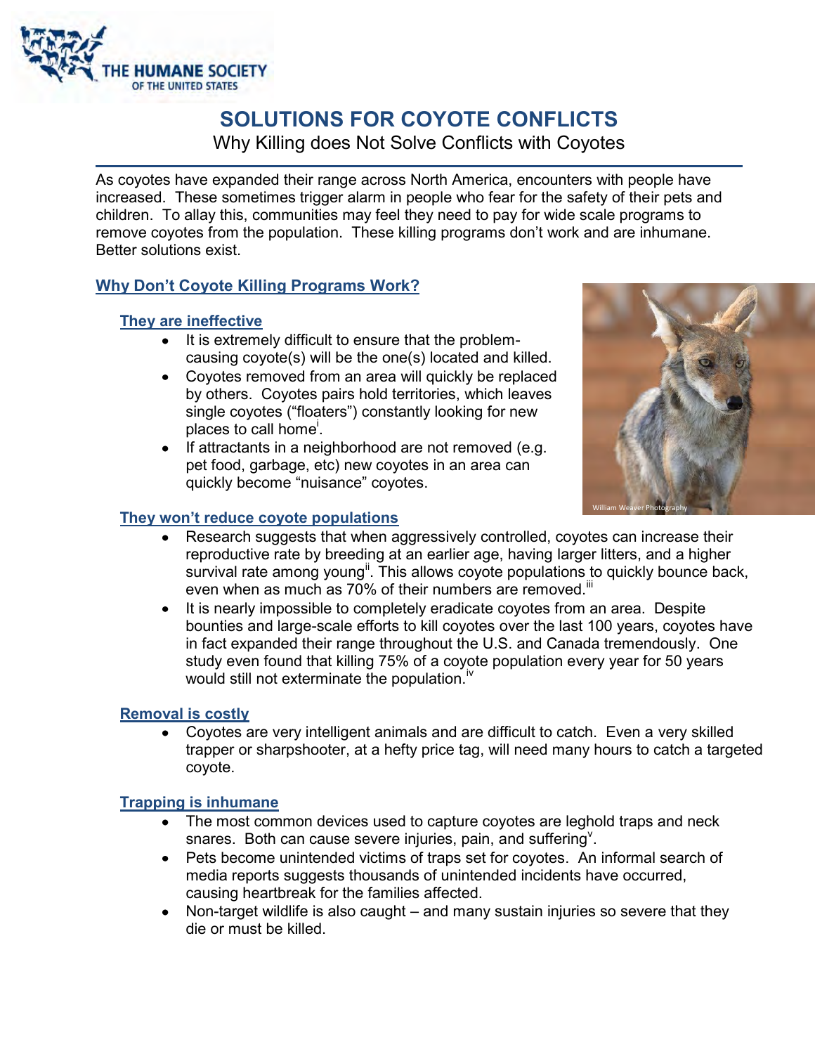THE HUMANE SOCIETY OF THE UNITED STATES

# SOLUTIONS FOR COYOTE CONFLICTS

Why Killing does Not Solve Conflicts with Coyotes

As coyotes have expanded their range across North America, encounters with people have increased. These sometimes trigger alarm in people who fear for the safety of their pets and children. To allay this, communities may feel they need to pay for wide scale programs to remove coyotes from the population. These killing programs don't work and are inhumane. Better solutions exist.

## Why Don't Coyote Killing Programs Work?

### They are ineffective

- It is extremely difficult to ensure that the problem-causing coyote(s) will be the one(s) located and killed.
- Coyotes removed from an area will quickly be replaced by others. Coyotes pairs hold territories, which leaves single coyotes ("floaters") constantly looking for new places to call home[i].
- If attractants in a neighborhood are not removed (e.g. pet food, garbage, etc) new coyotes in an area can quickly become "nuisance" coyotes.

William Weaver Photography

### They won't reduce coyote populations

- Research suggests that when aggressively controlled, coyotes can increase their reproductive rate by breeding at an earlier age, having larger litters, and a higher survival rate among young[ii]. This allows coyote populations to quickly bounce back, even when as much as 70% of their numbers are removed.[iii]
- It is nearly impossible to completely eradicate coyotes from an area. Despite bounties and large-scale efforts to kill coyotes over the last 100 years, coyotes have in fact expanded their range throughout the U.S. and Canada tremendously. One study even found that killing 75% of a coyote population every year for 50 years would still not exterminate the population.[iv]

### Removal is costly

- Coyotes are very intelligent animals and are difficult to catch. Even a very skilled trapper or sharpshooter, at a hefty price tag, will need many hours to catch a targeted coyote.

### Trapping is inhumane

- The most common devices used to capture coyotes are leghold traps and neck snares. Both can cause severe injuries, pain, and suffering[v].
- Pets become unintended victims of traps set for coyotes. An informal search of media reports suggests thousands of unintended incidents have occurred, causing heartbreak for the families affected.
- Non-target wildlife is also caught – and many sustain injuries so severe that they die or must be killed.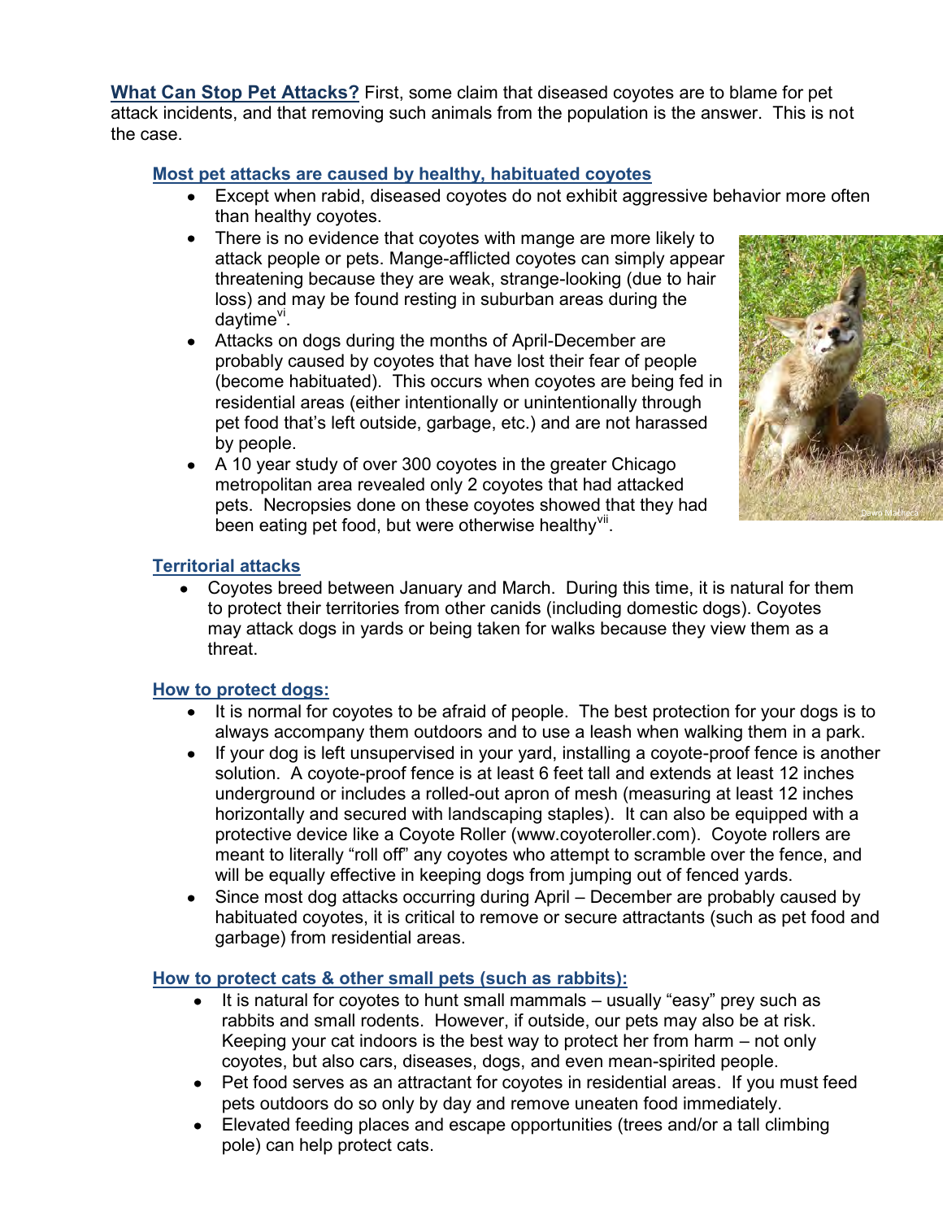**What Can Stop Pet Attacks?** First, some claim that diseased coyotes are to blame for pet attack incidents, and that removing such animals from the population is the answer. This is not the case.

### Most pet attacks are caused by healthy, habituated coyotes

- Except when rabid, diseased coyotes do not exhibit aggressive behavior more often than healthy coyotes.
- There is no evidence that coyotes with mange are more likely to attack people or pets. Mange-afflicted coyotes can simply appear threatening because they are weak, strange-looking (due to hair loss) and may be found resting in suburban areas during the daytime[vi].
- Attacks on dogs during the months of April-December are probably caused by coyotes that have lost their fear of people (become habituated). This occurs when coyotes are being fed in residential areas (either intentionally or unintentionally through pet food that's left outside, garbage, etc.) and are not harassed by people.
- A 10 year study of over 300 coyotes in the greater Chicago metropolitan area revealed only 2 coyotes that had attacked pets. Necropsies done on these coyotes showed that they had been eating pet food, but were otherwise healthy[vii].

### Territorial attacks

- Coyotes breed between January and March. During this time, it is natural for them to protect their territories from other canids (including domestic dogs). Coyotes may attack dogs in yards or being taken for walks because they view them as a threat.

### How to protect dogs:

- It is normal for coyotes to be afraid of people. The best protection for your dogs is to always accompany them outdoors and to use a leash when walking them in a park.
- If your dog is left unsupervised in your yard, installing a coyote-proof fence is another solution. A coyote-proof fence is at least 6 feet tall and extends at least 12 inches underground or includes a rolled-out apron of mesh (measuring at least 12 inches horizontally and secured with landscaping staples). It can also be equipped with a protective device like a Coyote Roller (www.coyoteroller.com). Coyote rollers are meant to literally "roll off" any coyotes who attempt to scramble over the fence, and will be equally effective in keeping dogs from jumping out of fenced yards.
- Since most dog attacks occurring during April – December are probably caused by habituated coyotes, it is critical to remove or secure attractants (such as pet food and garbage) from residential areas.

### How to protect cats & other small pets (such as rabbits):

- It is natural for coyotes to hunt small mammals – usually "easy" prey such as rabbits and small rodents. However, if outside, our pets may also be at risk. Keeping your cat indoors is the best way to protect her from harm – not only coyotes, but also cars, diseases, dogs, and even mean-spirited people.
- Pet food serves as an attractant for coyotes in residential areas. If you must feed pets outdoors do so only by day and remove uneaten food immediately.
- Elevated feeding places and escape opportunities (trees and/or a tall climbing pole) can help protect cats.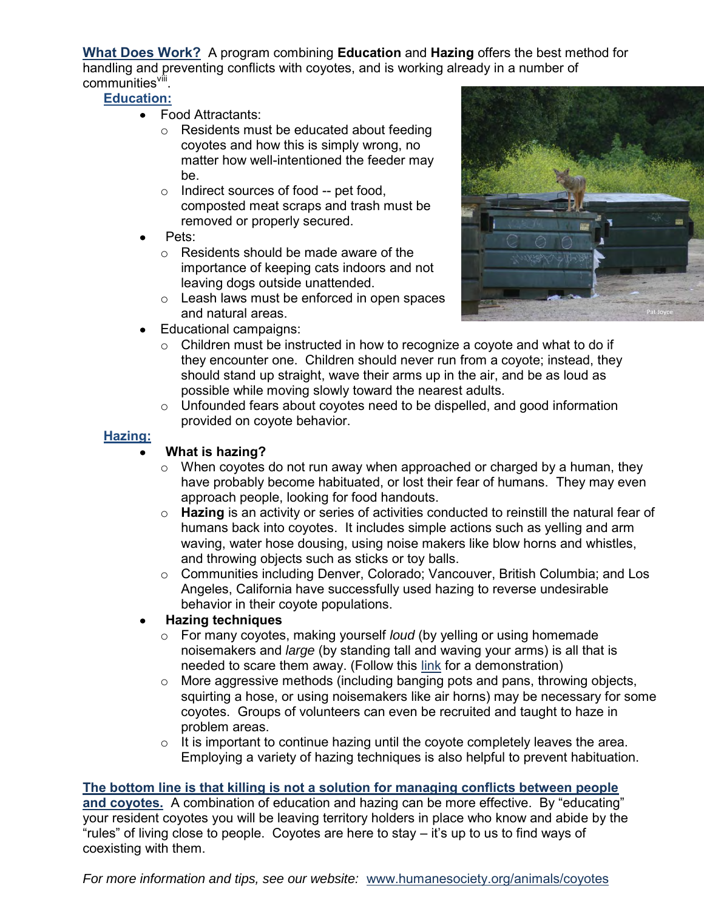**What Does Work?** A program combining **Education** and **Hazing** offers the best method for handling and preventing conflicts with coyotes, and is working already in a number of communities[viii].

**Education:**

- Food Attractants:
  - Residents must be educated about feeding coyotes and how this is simply wrong, no matter how well-intentioned the feeder may be.
  - Indirect sources of food -- pet food, composted meat scraps and trash must be removed or properly secured.
- Pets:
  - Residents should be made aware of the importance of keeping cats indoors and not leaving dogs outside unattended.
  - Leash laws must be enforced in open spaces and natural areas.
- Educational campaigns:
  - Children must be instructed in how to recognize a coyote and what to do if they encounter one. Children should never run from a coyote; instead, they should stand up straight, wave their arms up in the air, and be as loud as possible while moving slowly toward the nearest adults.
  - Unfounded fears about coyotes need to be dispelled, and good information provided on coyote behavior.

**Hazing:**

- **What is hazing?**
  - When coyotes do not run away when approached or charged by a human, they have probably become habituated, or lost their fear of humans. They may even approach people, looking for food handouts.
  - **Hazing** is an activity or series of activities conducted to reinstill the natural fear of humans back into coyotes. It includes simple actions such as yelling and arm waving, water hose dousing, using noise makers like blow horns and whistles, and throwing objects such as sticks or toy balls.
  - Communities including Denver, Colorado; Vancouver, British Columbia; and Los Angeles, California have successfully used hazing to reverse undesirable behavior in their coyote populations.
- **Hazing techniques**
  - For many coyotes, making yourself *loud* (by yelling or using homemade noisemakers and *large* (by standing tall and waving your arms) is all that is needed to scare them away. (Follow this link for a demonstration)
  - More aggressive methods (including banging pots and pans, throwing objects, squirting a hose, or using noisemakers like air horns) may be necessary for some coyotes. Groups of volunteers can even be recruited and taught to haze in problem areas.
  - It is important to continue hazing until the coyote completely leaves the area. Employing a variety of hazing techniques is also helpful to prevent habituation.

**The bottom line is that killing is not a solution for managing conflicts between people and coyotes.** A combination of education and hazing can be more effective. By "educating" your resident coyotes you will be leaving territory holders in place who know and abide by the "rules" of living close to people. Coyotes are here to stay – it's up to us to find ways of coexisting with them.

*For more information and tips, see our website:* www.humanesociety.org/animals/coyotes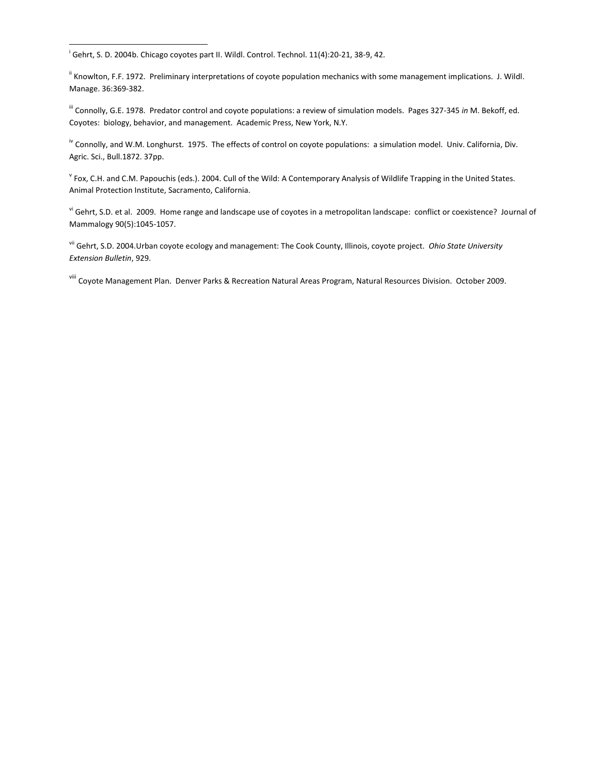---

[i] Gehrt, S. D. 2004b. Chicago coyotes part II. Wildl. Control. Technol. 11(4):20-21, 38-9, 42.

[ii] Knowlton, F.F. 1972. Preliminary interpretations of coyote population mechanics with some management implications. J. Wildl. Manage. 36:369-382.

[iii] Connolly, G.E. 1978. Predator control and coyote populations: a review of simulation models. Pages 327-345 *in* M. Bekoff, ed. Coyotes: biology, behavior, and management. Academic Press, New York, N.Y.

[iv] Connolly, and W.M. Longhurst. 1975. The effects of control on coyote populations: a simulation model. Univ. California, Div. Agric. Sci., Bull.1872. 37pp.

[v] Fox, C.H. and C.M. Papouchis (eds.). 2004. Cull of the Wild: A Contemporary Analysis of Wildlife Trapping in the United States. Animal Protection Institute, Sacramento, California.

[vi] Gehrt, S.D. et al. 2009. Home range and landscape use of coyotes in a metropolitan landscape: conflict or coexistence? Journal of Mammalogy 90(5):1045-1057.

[vii] Gehrt, S.D. 2004.Urban coyote ecology and management: The Cook County, Illinois, coyote project. *Ohio State University Extension Bulletin*, 929.

[viii] Coyote Management Plan. Denver Parks & Recreation Natural Areas Program, Natural Resources Division. October 2009.